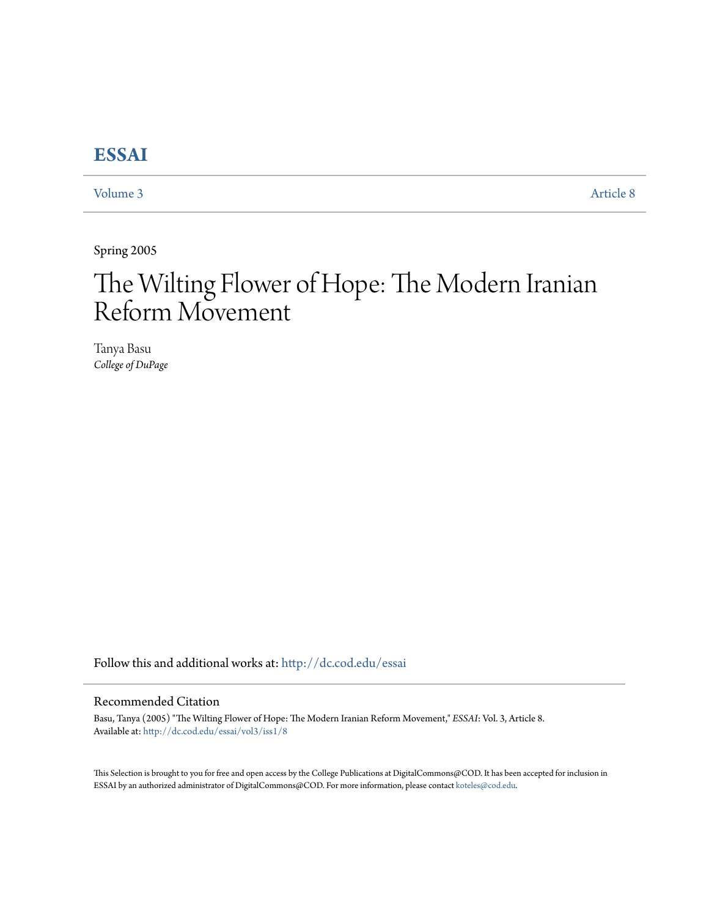# ESSAI

Volume 3 Article 8

Spring 2005

# The Wilting Flower of Hope: The Modern Iranian Reform Movement

Tanya Basu
*College of DuPage*

Follow this and additional works at: http://dc.cod.edu/essai

## Recommended Citation

Basu, Tanya (2005) "The Wilting Flower of Hope: The Modern Iranian Reform Movement," *ESSAI*: Vol. 3, Article 8.
Available at: http://dc.cod.edu/essai/vol3/iss1/8

This Selection is brought to you for free and open access by the College Publications at DigitalCommons@COD. It has been accepted for inclusion in ESSAI by an authorized administrator of DigitalCommons@COD. For more information, please contact koteles@cod.edu.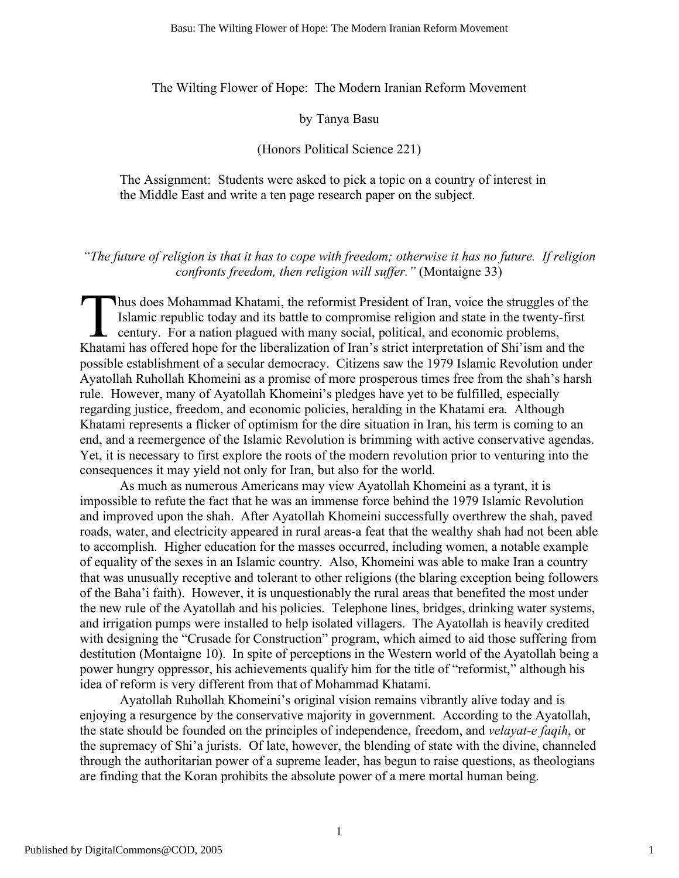The Wilting Flower of Hope: The Modern Iranian Reform Movement

by Tanya Basu

(Honors Political Science 221)

The Assignment: Students were asked to pick a topic on a country of interest in the Middle East and write a ten page research paper on the subject.

*"The future of religion is that it has to cope with freedom; otherwise it has no future. If religion confronts freedom, then religion will suffer."* (Montaigne 33)

Thus does Mohammad Khatami, the reformist President of Iran, voice the struggles of the Islamic republic today and its battle to compromise religion and state in the twenty-first century. For a nation plagued with many social, political, and economic problems, Khatami has offered hope for the liberalization of Iran's strict interpretation of Shi'ism and the possible establishment of a secular democracy. Citizens saw the 1979 Islamic Revolution under Ayatollah Ruhollah Khomeini as a promise of more prosperous times free from the shah's harsh rule. However, many of Ayatollah Khomeini's pledges have yet to be fulfilled, especially regarding justice, freedom, and economic policies, heralding in the Khatami era. Although Khatami represents a flicker of optimism for the dire situation in Iran, his term is coming to an end, and a reemergence of the Islamic Revolution is brimming with active conservative agendas. Yet, it is necessary to first explore the roots of the modern revolution prior to venturing into the consequences it may yield not only for Iran, but also for the world.

As much as numerous Americans may view Ayatollah Khomeini as a tyrant, it is impossible to refute the fact that he was an immense force behind the 1979 Islamic Revolution and improved upon the shah. After Ayatollah Khomeini successfully overthrew the shah, paved roads, water, and electricity appeared in rural areas-a feat that the wealthy shah had not been able to accomplish. Higher education for the masses occurred, including women, a notable example of equality of the sexes in an Islamic country. Also, Khomeini was able to make Iran a country that was unusually receptive and tolerant to other religions (the blaring exception being followers of the Baha'i faith). However, it is unquestionably the rural areas that benefited the most under the new rule of the Ayatollah and his policies. Telephone lines, bridges, drinking water systems, and irrigation pumps were installed to help isolated villagers. The Ayatollah is heavily credited with designing the "Crusade for Construction" program, which aimed to aid those suffering from destitution (Montaigne 10). In spite of perceptions in the Western world of the Ayatollah being a power hungry oppressor, his achievements qualify him for the title of "reformist," although his idea of reform is very different from that of Mohammad Khatami.

Ayatollah Ruhollah Khomeini's original vision remains vibrantly alive today and is enjoying a resurgence by the conservative majority in government. According to the Ayatollah, the state should be founded on the principles of independence, freedom, and *velayat-e faqih*, or the supremacy of Shi'a jurists. Of late, however, the blending of state with the divine, channeled through the authoritarian power of a supreme leader, has begun to raise questions, as theologians are finding that the Koran prohibits the absolute power of a mere mortal human being.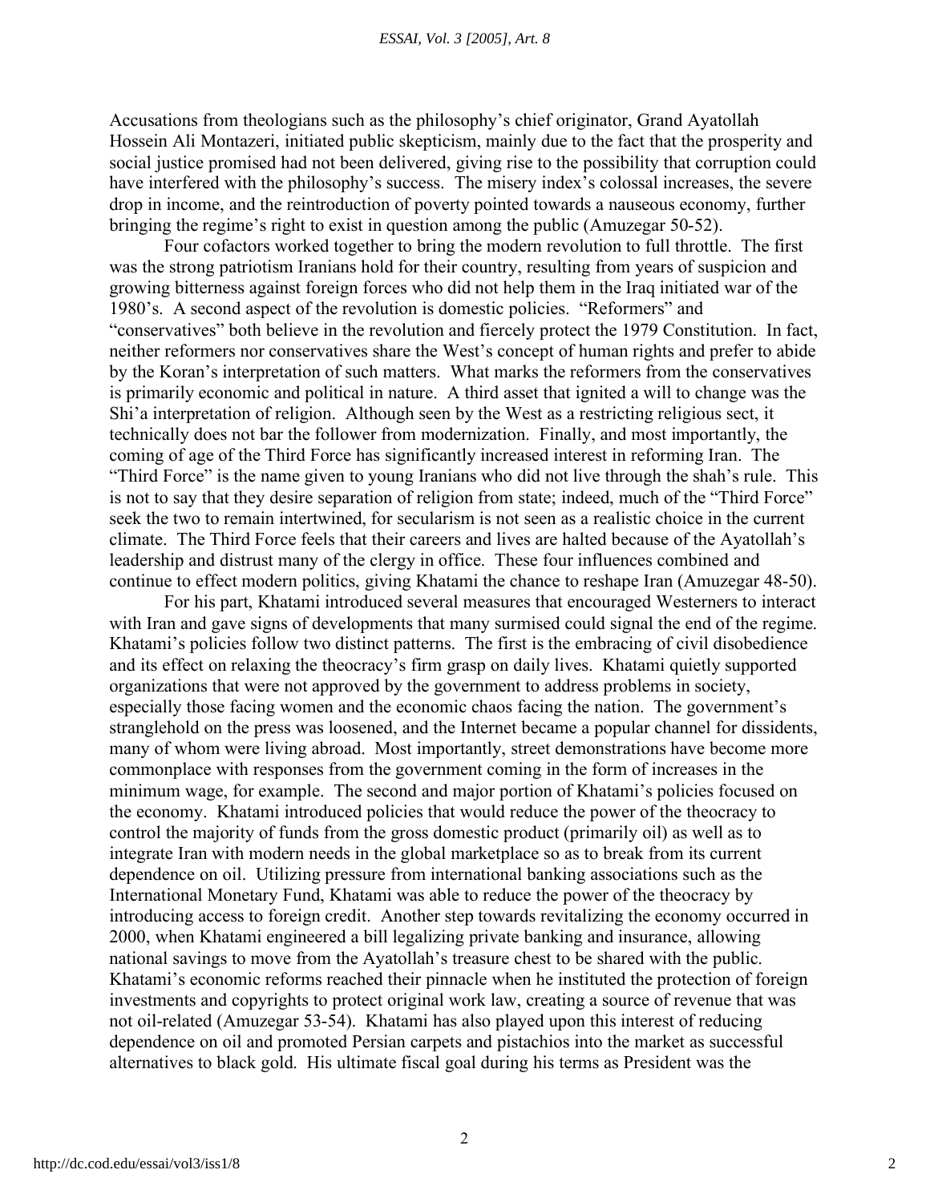Accusations from theologians such as the philosophy's chief originator, Grand Ayatollah Hossein Ali Montazeri, initiated public skepticism, mainly due to the fact that the prosperity and social justice promised had not been delivered, giving rise to the possibility that corruption could have interfered with the philosophy's success. The misery index's colossal increases, the severe drop in income, and the reintroduction of poverty pointed towards a nauseous economy, further bringing the regime's right to exist in question among the public (Amuzegar 50-52).

Four cofactors worked together to bring the modern revolution to full throttle. The first was the strong patriotism Iranians hold for their country, resulting from years of suspicion and growing bitterness against foreign forces who did not help them in the Iraq initiated war of the 1980's. A second aspect of the revolution is domestic policies. "Reformers" and "conservatives" both believe in the revolution and fiercely protect the 1979 Constitution. In fact, neither reformers nor conservatives share the West's concept of human rights and prefer to abide by the Koran's interpretation of such matters. What marks the reformers from the conservatives is primarily economic and political in nature. A third asset that ignited a will to change was the Shi'a interpretation of religion. Although seen by the West as a restricting religious sect, it technically does not bar the follower from modernization. Finally, and most importantly, the coming of age of the Third Force has significantly increased interest in reforming Iran. The "Third Force" is the name given to young Iranians who did not live through the shah's rule. This is not to say that they desire separation of religion from state; indeed, much of the "Third Force" seek the two to remain intertwined, for secularism is not seen as a realistic choice in the current climate. The Third Force feels that their careers and lives are halted because of the Ayatollah's leadership and distrust many of the clergy in office. These four influences combined and continue to effect modern politics, giving Khatami the chance to reshape Iran (Amuzegar 48-50).

For his part, Khatami introduced several measures that encouraged Westerners to interact with Iran and gave signs of developments that many surmised could signal the end of the regime. Khatami's policies follow two distinct patterns. The first is the embracing of civil disobedience and its effect on relaxing the theocracy's firm grasp on daily lives. Khatami quietly supported organizations that were not approved by the government to address problems in society, especially those facing women and the economic chaos facing the nation. The government's stranglehold on the press was loosened, and the Internet became a popular channel for dissidents, many of whom were living abroad. Most importantly, street demonstrations have become more commonplace with responses from the government coming in the form of increases in the minimum wage, for example. The second and major portion of Khatami's policies focused on the economy. Khatami introduced policies that would reduce the power of the theocracy to control the majority of funds from the gross domestic product (primarily oil) as well as to integrate Iran with modern needs in the global marketplace so as to break from its current dependence on oil. Utilizing pressure from international banking associations such as the International Monetary Fund, Khatami was able to reduce the power of the theocracy by introducing access to foreign credit. Another step towards revitalizing the economy occurred in 2000, when Khatami engineered a bill legalizing private banking and insurance, allowing national savings to move from the Ayatollah's treasure chest to be shared with the public. Khatami's economic reforms reached their pinnacle when he instituted the protection of foreign investments and copyrights to protect original work law, creating a source of revenue that was not oil-related (Amuzegar 53-54). Khatami has also played upon this interest of reducing dependence on oil and promoted Persian carpets and pistachios into the market as successful alternatives to black gold. His ultimate fiscal goal during his terms as President was the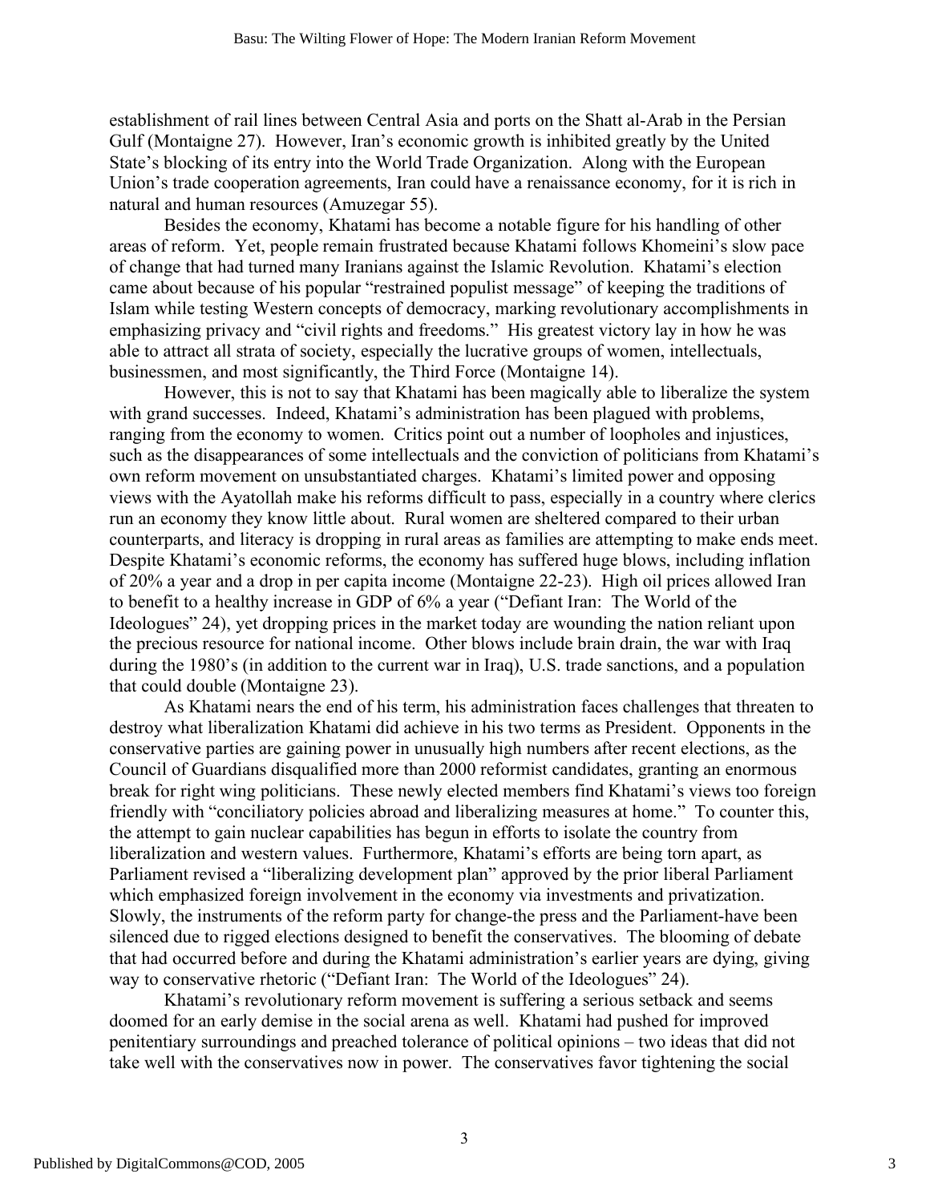establishment of rail lines between Central Asia and ports on the Shatt al-Arab in the Persian Gulf (Montaigne 27). However, Iran's economic growth is inhibited greatly by the United State's blocking of its entry into the World Trade Organization. Along with the European Union's trade cooperation agreements, Iran could have a renaissance economy, for it is rich in natural and human resources (Amuzegar 55).

Besides the economy, Khatami has become a notable figure for his handling of other areas of reform. Yet, people remain frustrated because Khatami follows Khomeini's slow pace of change that had turned many Iranians against the Islamic Revolution. Khatami's election came about because of his popular "restrained populist message" of keeping the traditions of Islam while testing Western concepts of democracy, marking revolutionary accomplishments in emphasizing privacy and "civil rights and freedoms." His greatest victory lay in how he was able to attract all strata of society, especially the lucrative groups of women, intellectuals, businessmen, and most significantly, the Third Force (Montaigne 14).

However, this is not to say that Khatami has been magically able to liberalize the system with grand successes. Indeed, Khatami's administration has been plagued with problems, ranging from the economy to women. Critics point out a number of loopholes and injustices, such as the disappearances of some intellectuals and the conviction of politicians from Khatami's own reform movement on unsubstantiated charges. Khatami's limited power and opposing views with the Ayatollah make his reforms difficult to pass, especially in a country where clerics run an economy they know little about. Rural women are sheltered compared to their urban counterparts, and literacy is dropping in rural areas as families are attempting to make ends meet. Despite Khatami's economic reforms, the economy has suffered huge blows, including inflation of 20% a year and a drop in per capita income (Montaigne 22-23). High oil prices allowed Iran to benefit to a healthy increase in GDP of 6% a year ("Defiant Iran: The World of the Ideologues" 24), yet dropping prices in the market today are wounding the nation reliant upon the precious resource for national income. Other blows include brain drain, the war with Iraq during the 1980's (in addition to the current war in Iraq), U.S. trade sanctions, and a population that could double (Montaigne 23).

As Khatami nears the end of his term, his administration faces challenges that threaten to destroy what liberalization Khatami did achieve in his two terms as President. Opponents in the conservative parties are gaining power in unusually high numbers after recent elections, as the Council of Guardians disqualified more than 2000 reformist candidates, granting an enormous break for right wing politicians. These newly elected members find Khatami's views too foreign friendly with "conciliatory policies abroad and liberalizing measures at home." To counter this, the attempt to gain nuclear capabilities has begun in efforts to isolate the country from liberalization and western values. Furthermore, Khatami's efforts are being torn apart, as Parliament revised a "liberalizing development plan" approved by the prior liberal Parliament which emphasized foreign involvement in the economy via investments and privatization. Slowly, the instruments of the reform party for change-the press and the Parliament-have been silenced due to rigged elections designed to benefit the conservatives. The blooming of debate that had occurred before and during the Khatami administration's earlier years are dying, giving way to conservative rhetoric ("Defiant Iran: The World of the Ideologues" 24).

Khatami's revolutionary reform movement is suffering a serious setback and seems doomed for an early demise in the social arena as well. Khatami had pushed for improved penitentiary surroundings and preached tolerance of political opinions – two ideas that did not take well with the conservatives now in power. The conservatives favor tightening the social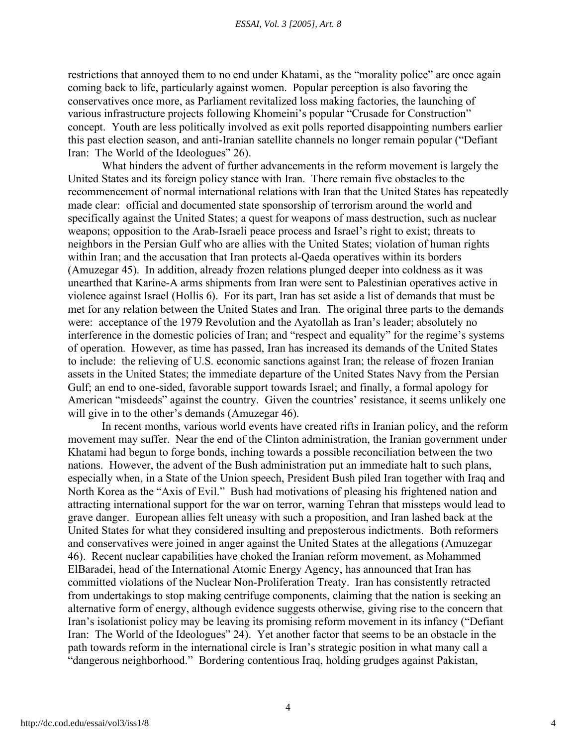restrictions that annoyed them to no end under Khatami, as the "morality police" are once again coming back to life, particularly against women. Popular perception is also favoring the conservatives once more, as Parliament revitalized loss making factories, the launching of various infrastructure projects following Khomeini's popular "Crusade for Construction" concept. Youth are less politically involved as exit polls reported disappointing numbers earlier this past election season, and anti-Iranian satellite channels no longer remain popular ("Defiant Iran: The World of the Ideologues" 26).

What hinders the advent of further advancements in the reform movement is largely the United States and its foreign policy stance with Iran. There remain five obstacles to the recommencement of normal international relations with Iran that the United States has repeatedly made clear: official and documented state sponsorship of terrorism around the world and specifically against the United States; a quest for weapons of mass destruction, such as nuclear weapons; opposition to the Arab-Israeli peace process and Israel's right to exist; threats to neighbors in the Persian Gulf who are allies with the United States; violation of human rights within Iran; and the accusation that Iran protects al-Qaeda operatives within its borders (Amuzegar 45). In addition, already frozen relations plunged deeper into coldness as it was unearthed that Karine-A arms shipments from Iran were sent to Palestinian operatives active in violence against Israel (Hollis 6). For its part, Iran has set aside a list of demands that must be met for any relation between the United States and Iran. The original three parts to the demands were: acceptance of the 1979 Revolution and the Ayatollah as Iran's leader; absolutely no interference in the domestic policies of Iran; and "respect and equality" for the regime's systems of operation. However, as time has passed, Iran has increased its demands of the United States to include: the relieving of U.S. economic sanctions against Iran; the release of frozen Iranian assets in the United States; the immediate departure of the United States Navy from the Persian Gulf; an end to one-sided, favorable support towards Israel; and finally, a formal apology for American "misdeeds" against the country. Given the countries' resistance, it seems unlikely one will give in to the other's demands (Amuzegar 46).

In recent months, various world events have created rifts in Iranian policy, and the reform movement may suffer. Near the end of the Clinton administration, the Iranian government under Khatami had begun to forge bonds, inching towards a possible reconciliation between the two nations. However, the advent of the Bush administration put an immediate halt to such plans, especially when, in a State of the Union speech, President Bush piled Iran together with Iraq and North Korea as the "Axis of Evil." Bush had motivations of pleasing his frightened nation and attracting international support for the war on terror, warning Tehran that missteps would lead to grave danger. European allies felt uneasy with such a proposition, and Iran lashed back at the United States for what they considered insulting and preposterous indictments. Both reformers and conservatives were joined in anger against the United States at the allegations (Amuzegar 46). Recent nuclear capabilities have choked the Iranian reform movement, as Mohammed ElBaradei, head of the International Atomic Energy Agency, has announced that Iran has committed violations of the Nuclear Non-Proliferation Treaty. Iran has consistently retracted from undertakings to stop making centrifuge components, claiming that the nation is seeking an alternative form of energy, although evidence suggests otherwise, giving rise to the concern that Iran's isolationist policy may be leaving its promising reform movement in its infancy ("Defiant Iran: The World of the Ideologues" 24). Yet another factor that seems to be an obstacle in the path towards reform in the international circle is Iran's strategic position in what many call a "dangerous neighborhood." Bordering contentious Iraq, holding grudges against Pakistan,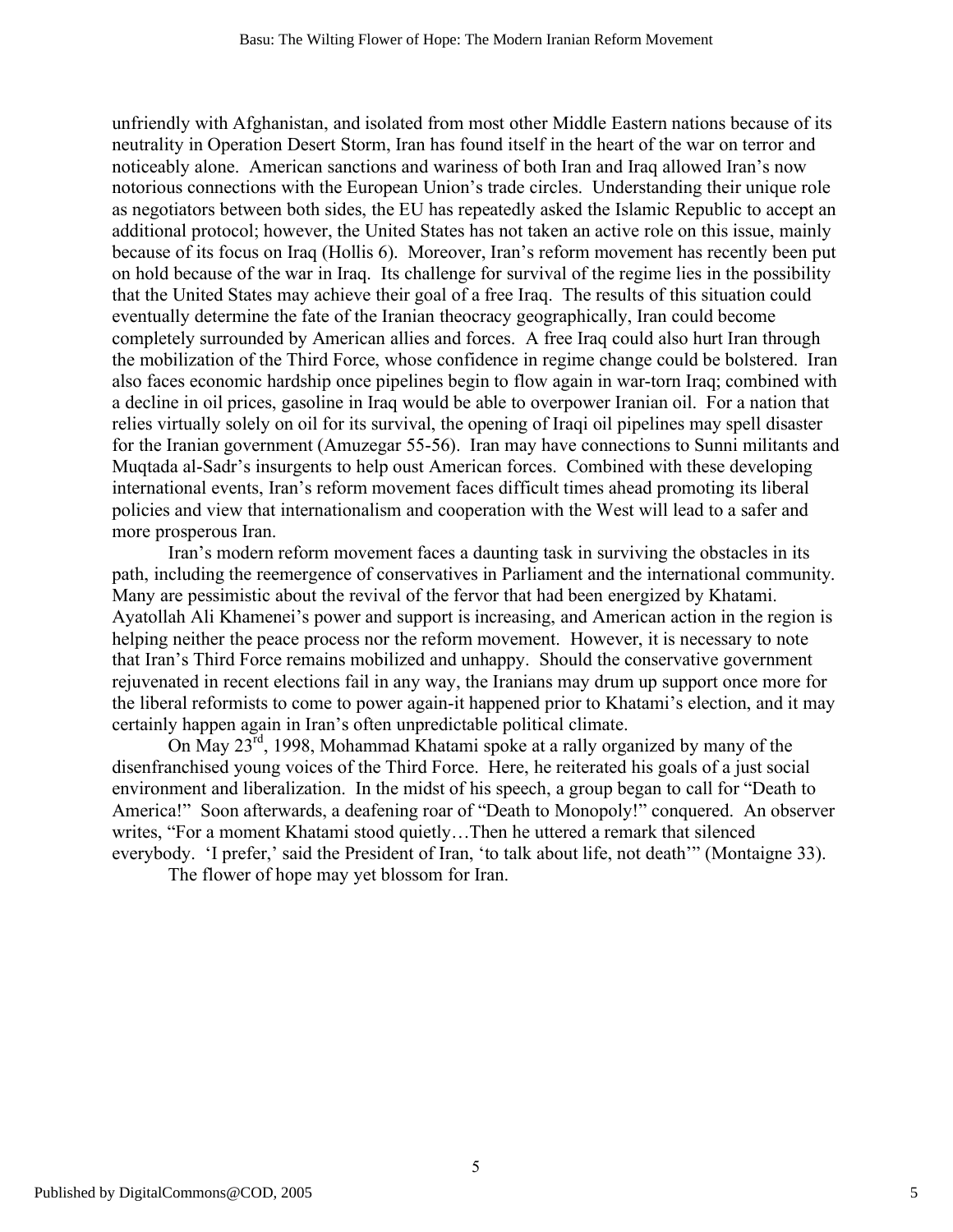unfriendly with Afghanistan, and isolated from most other Middle Eastern nations because of its neutrality in Operation Desert Storm, Iran has found itself in the heart of the war on terror and noticeably alone. American sanctions and wariness of both Iran and Iraq allowed Iran's now notorious connections with the European Union's trade circles. Understanding their unique role as negotiators between both sides, the EU has repeatedly asked the Islamic Republic to accept an additional protocol; however, the United States has not taken an active role on this issue, mainly because of its focus on Iraq (Hollis 6). Moreover, Iran's reform movement has recently been put on hold because of the war in Iraq. Its challenge for survival of the regime lies in the possibility that the United States may achieve their goal of a free Iraq. The results of this situation could eventually determine the fate of the Iranian theocracy geographically, Iran could become completely surrounded by American allies and forces. A free Iraq could also hurt Iran through the mobilization of the Third Force, whose confidence in regime change could be bolstered. Iran also faces economic hardship once pipelines begin to flow again in war-torn Iraq; combined with a decline in oil prices, gasoline in Iraq would be able to overpower Iranian oil. For a nation that relies virtually solely on oil for its survival, the opening of Iraqi oil pipelines may spell disaster for the Iranian government (Amuzegar 55-56). Iran may have connections to Sunni militants and Muqtada al-Sadr's insurgents to help oust American forces. Combined with these developing international events, Iran's reform movement faces difficult times ahead promoting its liberal policies and view that internationalism and cooperation with the West will lead to a safer and more prosperous Iran.

Iran's modern reform movement faces a daunting task in surviving the obstacles in its path, including the reemergence of conservatives in Parliament and the international community. Many are pessimistic about the revival of the fervor that had been energized by Khatami. Ayatollah Ali Khamenei's power and support is increasing, and American action in the region is helping neither the peace process nor the reform movement. However, it is necessary to note that Iran's Third Force remains mobilized and unhappy. Should the conservative government rejuvenated in recent elections fail in any way, the Iranians may drum up support once more for the liberal reformists to come to power again-it happened prior to Khatami's election, and it may certainly happen again in Iran's often unpredictable political climate.

On May 23rd, 1998, Mohammad Khatami spoke at a rally organized by many of the disenfranchised young voices of the Third Force. Here, he reiterated his goals of a just social environment and liberalization. In the midst of his speech, a group began to call for "Death to America!" Soon afterwards, a deafening roar of "Death to Monopoly!" conquered. An observer writes, "For a moment Khatami stood quietly…Then he uttered a remark that silenced everybody. 'I prefer,' said the President of Iran, 'to talk about life, not death'" (Montaigne 33).

The flower of hope may yet blossom for Iran.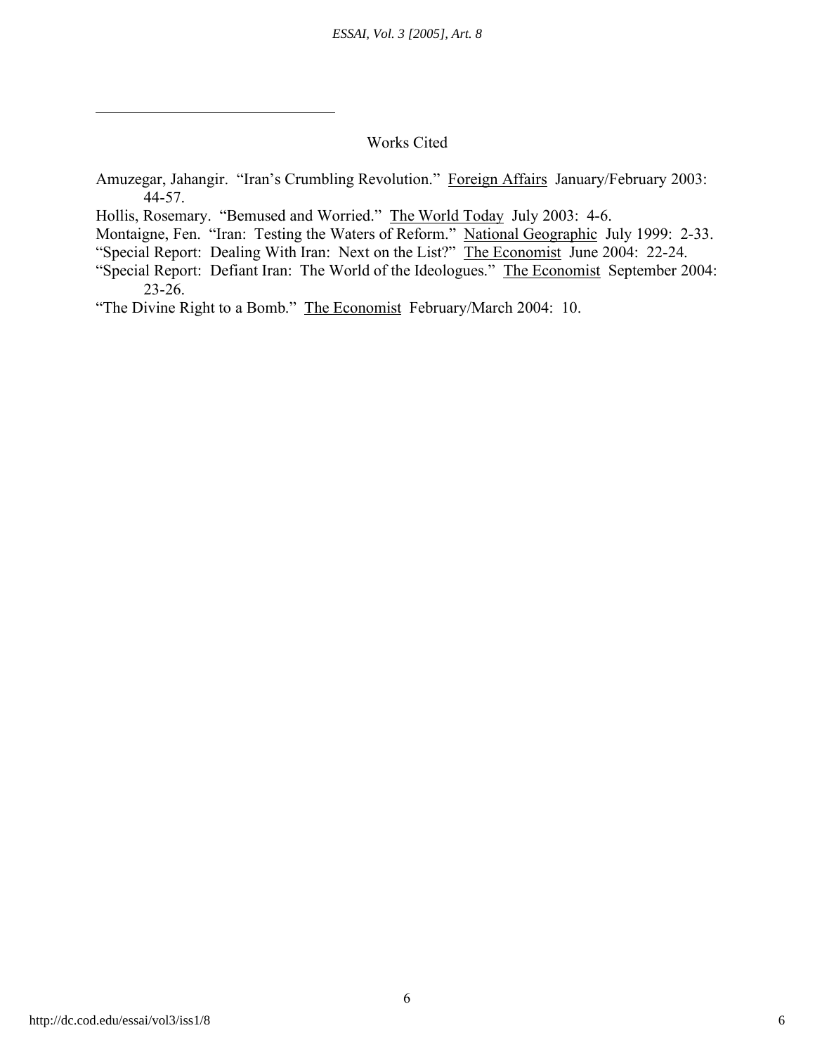## Works Cited

Amuzegar, Jahangir. "Iran's Crumbling Revolution." Foreign Affairs January/February 2003: 44-57.

Hollis, Rosemary. "Bemused and Worried." The World Today July 2003: 4-6.

Montaigne, Fen. "Iran: Testing the Waters of Reform." National Geographic July 1999: 2-33.

"Special Report: Dealing With Iran: Next on the List?" The Economist June 2004: 22-24.

"Special Report: Defiant Iran: The World of the Ideologues." The Economist September 2004: 23-26.

"The Divine Right to a Bomb." The Economist February/March 2004: 10.